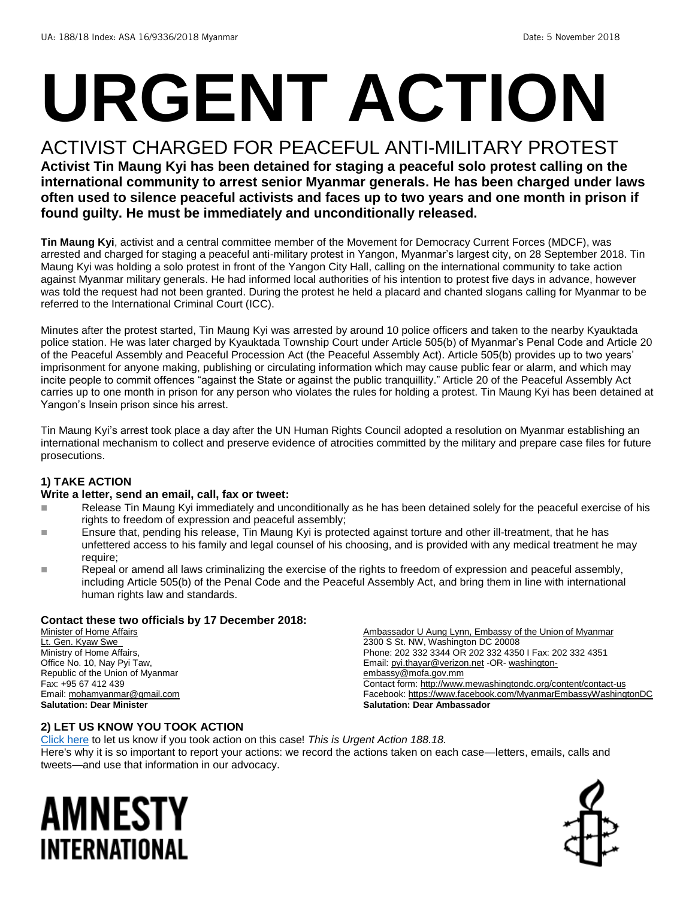UA: 188/18 Index: ASA 16/9336/2018 Myanmar Date: 5 November 2018

# URGENT ACTION

## ACTIVIST CHARGED FOR PEACEFUL ANTI-MILITARY PROTEST

**Activist Tin Maung Kyi has been detained for staging a peaceful solo protest calling on the international community to arrest senior Myanmar generals. He has been charged under laws often used to silence peaceful activists and faces up to two years and one month in prison if found guilty. He must be immediately and unconditionally released.**

**Tin Maung Kyi**, activist and a central committee member of the Movement for Democracy Current Forces (MDCF), was arrested and charged for staging a peaceful anti-military protest in Yangon, Myanmar's largest city, on 28 September 2018. Tin Maung Kyi was holding a solo protest in front of the Yangon City Hall, calling on the international community to take action against Myanmar military generals. He had informed local authorities of his intention to protest five days in advance, however was told the request had not been granted. During the protest he held a placard and chanted slogans calling for Myanmar to be referred to the International Criminal Court (ICC).

Minutes after the protest started, Tin Maung Kyi was arrested by around 10 police officers and taken to the nearby Kyauktada police station. He was later charged by Kyauktada Township Court under Article 505(b) of Myanmar's Penal Code and Article 20 of the Peaceful Assembly and Peaceful Procession Act (the Peaceful Assembly Act). Article 505(b) provides up to two years' imprisonment for anyone making, publishing or circulating information which may cause public fear or alarm, and which may incite people to commit offences "against the State or against the public tranquillity." Article 20 of the Peaceful Assembly Act carries up to one month in prison for any person who violates the rules for holding a protest. Tin Maung Kyi has been detained at Yangon's Insein prison since his arrest.

Tin Maung Kyi's arrest took place a day after the UN Human Rights Council adopted a resolution on Myanmar establishing an international mechanism to collect and preserve evidence of atrocities committed by the military and prepare case files for future prosecutions.

### 1) TAKE ACTION

**Write a letter, send an email, call, fax or tweet:**

- Release Tin Maung Kyi immediately and unconditionally as he has been detained solely for the peaceful exercise of his rights to freedom of expression and peaceful assembly;
- Ensure that, pending his release, Tin Maung Kyi is protected against torture and other ill-treatment, that he has unfettered access to his family and legal counsel of his choosing, and is provided with any medical treatment he may require;
- Repeal or amend all laws criminalizing the exercise of the rights to freedom of expression and peaceful assembly, including Article 505(b) of the Penal Code and the Peaceful Assembly Act, and bring them in line with international human rights law and standards.

**Contact these two officials by 17 December 2018:**

Minister of Home Affairs
Lt. Gen. Kyaw Swe
Ministry of Home Affairs,
Office No. 10, Nay Pyi Taw,
Republic of the Union of Myanmar
Fax: +95 67 412 439
Email: mohamyanmar@gmail.com
**Salutation: Dear Minister**

Ambassador U Aung Lynn, Embassy of the Union of Myanmar
2300 S St. NW, Washington DC 20008
Phone: 202 332 3344 OR 202 332 4350 I Fax: 202 332 4351
Email: pyi.thayar@verizon.net -OR- washington-embassy@mofa.gov.mm
Contact form: http://www.mewashingtondc.org/content/contact-us
Facebook: https://www.facebook.com/MyanmarEmbassyWashingtonDC
**Salutation: Dear Ambassador**

### 2) LET US KNOW YOU TOOK ACTION

Click here to let us know if you took action on this case! *This is Urgent Action 188.18.*
Here's why it is so important to report your actions: we record the actions taken on each case—letters, emails, calls and tweets—and use that information in our advocacy.

AMNESTY INTERNATIONAL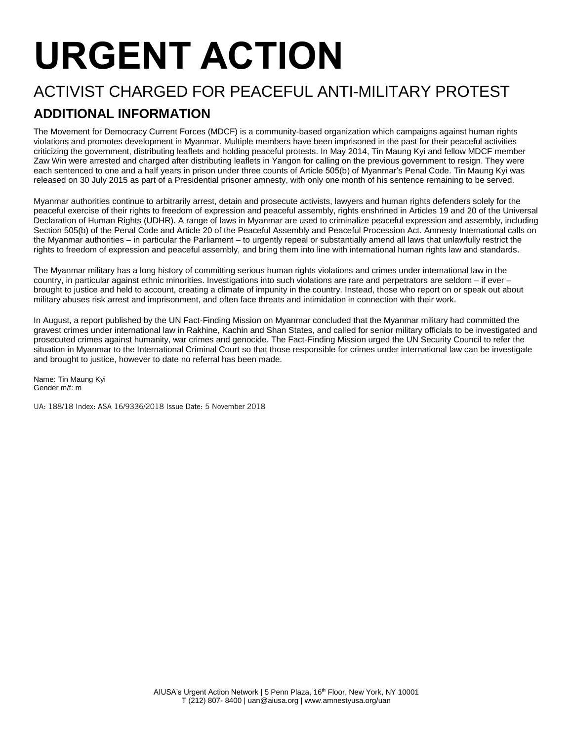# URGENT ACTION

## ACTIVIST CHARGED FOR PEACEFUL ANTI-MILITARY PROTEST

### ADDITIONAL INFORMATION

The Movement for Democracy Current Forces (MDCF) is a community-based organization which campaigns against human rights violations and promotes development in Myanmar. Multiple members have been imprisoned in the past for their peaceful activities criticizing the government, distributing leaflets and holding peaceful protests. In May 2014, Tin Maung Kyi and fellow MDCF member Zaw Win were arrested and charged after distributing leaflets in Yangon for calling on the previous government to resign. They were each sentenced to one and a half years in prison under three counts of Article 505(b) of Myanmar's Penal Code. Tin Maung Kyi was released on 30 July 2015 as part of a Presidential prisoner amnesty, with only one month of his sentence remaining to be served.

Myanmar authorities continue to arbitrarily arrest, detain and prosecute activists, lawyers and human rights defenders solely for the peaceful exercise of their rights to freedom of expression and peaceful assembly, rights enshrined in Articles 19 and 20 of the Universal Declaration of Human Rights (UDHR). A range of laws in Myanmar are used to criminalize peaceful expression and assembly, including Section 505(b) of the Penal Code and Article 20 of the Peaceful Assembly and Peaceful Procession Act. Amnesty International calls on the Myanmar authorities – in particular the Parliament – to urgently repeal or substantially amend all laws that unlawfully restrict the rights to freedom of expression and peaceful assembly, and bring them into line with international human rights law and standards.

The Myanmar military has a long history of committing serious human rights violations and crimes under international law in the country, in particular against ethnic minorities. Investigations into such violations are rare and perpetrators are seldom – if ever – brought to justice and held to account, creating a climate of impunity in the country. Instead, those who report on or speak out about military abuses risk arrest and imprisonment, and often face threats and intimidation in connection with their work.

In August, a report published by the UN Fact-Finding Mission on Myanmar concluded that the Myanmar military had committed the gravest crimes under international law in Rakhine, Kachin and Shan States, and called for senior military officials to be investigated and prosecuted crimes against humanity, war crimes and genocide. The Fact-Finding Mission urged the UN Security Council to refer the situation in Myanmar to the International Criminal Court so that those responsible for crimes under international law can be investigate and brought to justice, however to date no referral has been made.

Name: Tin Maung Kyi
Gender m/f: m

UA: 188/18 Index: ASA 16/9336/2018 Issue Date: 5 November 2018

AIUSA's Urgent Action Network | 5 Penn Plaza, 16th Floor, New York, NY 10001
T (212) 807- 8400 | uan@aiusa.org | www.amnestyusa.org/uan